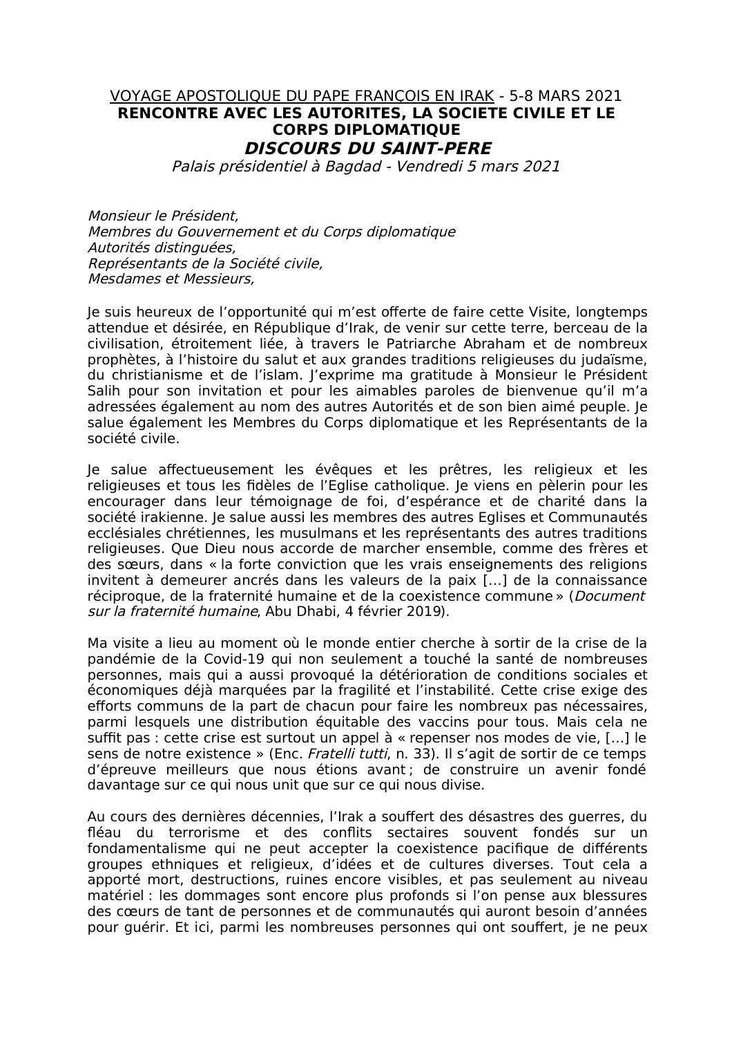VOYAGE APOSTOLIQUE DU PAPE FRANÇOIS EN IRAK - 5-8 MARS 2021

**RENCONTRE AVEC LES AUTORITES, LA SOCIETE CIVILE ET LE CORPS DIPLOMATIQUE**

# ***DISCOURS DU SAINT-PERE***

*Palais présidentiel à Bagdad - Vendredi 5 mars 2021*

*Monsieur le Président,*
*Membres du Gouvernement et du Corps diplomatique*
*Autorités distinguées,*
*Représentants de la Société civile,*
*Mesdames et Messieurs,*

Je suis heureux de l'opportunité qui m'est offerte de faire cette Visite, longtemps attendue et désirée, en République d'Irak, de venir sur cette terre, berceau de la civilisation, étroitement liée, à travers le Patriarche Abraham et de nombreux prophètes, à l'histoire du salut et aux grandes traditions religieuses du judaïsme, du christianisme et de l'islam. J'exprime ma gratitude à Monsieur le Président Salih pour son invitation et pour les aimables paroles de bienvenue qu'il m'a adressées également au nom des autres Autorités et de son bien aimé peuple. Je salue également les Membres du Corps diplomatique et les Représentants de la société civile.

Je salue affectueusement les évêques et les prêtres, les religieux et les religieuses et tous les fidèles de l'Eglise catholique. Je viens en pèlerin pour les encourager dans leur témoignage de foi, d'espérance et de charité dans la société irakienne. Je salue aussi les membres des autres Eglises et Communautés ecclésiales chrétiennes, les musulmans et les représentants des autres traditions religieuses. Que Dieu nous accorde de marcher ensemble, comme des frères et des sœurs, dans « la forte conviction que les vrais enseignements des religions invitent à demeurer ancrés dans les valeurs de la paix [...] de la connaissance réciproque, de la fraternité humaine et de la coexistence commune » (*Document sur la fraternité humaine*, Abu Dhabi, 4 février 2019).

Ma visite a lieu au moment où le monde entier cherche à sortir de la crise de la pandémie de la Covid-19 qui non seulement a touché la santé de nombreuses personnes, mais qui a aussi provoqué la détérioration de conditions sociales et économiques déjà marquées par la fragilité et l'instabilité. Cette crise exige des efforts communs de la part de chacun pour faire les nombreux pas nécessaires, parmi lesquels une distribution équitable des vaccins pour tous. Mais cela ne suffit pas : cette crise est surtout un appel à « repenser nos modes de vie, [...] le sens de notre existence » (Enc. *Fratelli tutti*, n. 33). Il s'agit de sortir de ce temps d'épreuve meilleurs que nous étions avant ; de construire un avenir fondé davantage sur ce qui nous unit que sur ce qui nous divise.

Au cours des dernières décennies, l'Irak a souffert des désastres des guerres, du fléau du terrorisme et des conflits sectaires souvent fondés sur un fondamentalisme qui ne peut accepter la coexistence pacifique de différents groupes ethniques et religieux, d'idées et de cultures diverses. Tout cela a apporté mort, destructions, ruines encore visibles, et pas seulement au niveau matériel : les dommages sont encore plus profonds si l'on pense aux blessures des cœurs de tant de personnes et de communautés qui auront besoin d'années pour guérir. Et ici, parmi les nombreuses personnes qui ont souffert, je ne peux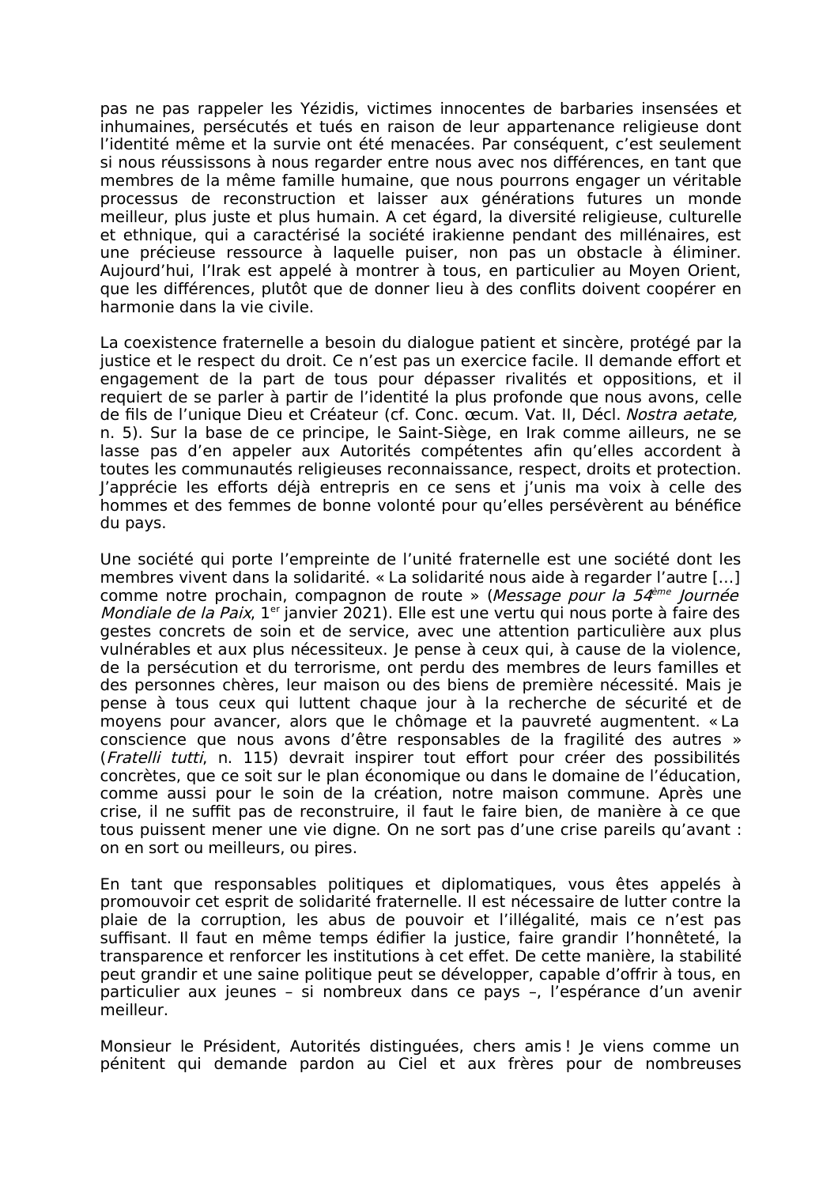pas ne pas rappeler les Yézidis, victimes innocentes de barbaries insensées et inhumaines, persécutés et tués en raison de leur appartenance religieuse dont l'identité même et la survie ont été menacées. Par conséquent, c'est seulement si nous réussissons à nous regarder entre nous avec nos différences, en tant que membres de la même famille humaine, que nous pourrons engager un véritable processus de reconstruction et laisser aux générations futures un monde meilleur, plus juste et plus humain. A cet égard, la diversité religieuse, culturelle et ethnique, qui a caractérisé la société irakienne pendant des millénaires, est une précieuse ressource à laquelle puiser, non pas un obstacle à éliminer. Aujourd'hui, l'Irak est appelé à montrer à tous, en particulier au Moyen Orient, que les différences, plutôt que de donner lieu à des conflits doivent coopérer en harmonie dans la vie civile.

La coexistence fraternelle a besoin du dialogue patient et sincère, protégé par la justice et le respect du droit. Ce n'est pas un exercice facile. Il demande effort et engagement de la part de tous pour dépasser rivalités et oppositions, et il requiert de se parler à partir de l'identité la plus profonde que nous avons, celle de fils de l'unique Dieu et Créateur (cf. Conc. œcum. Vat. II, Décl. *Nostra aetate,* n. 5). Sur la base de ce principe, le Saint-Siège, en Irak comme ailleurs, ne se lasse pas d'en appeler aux Autorités compétentes afin qu'elles accordent à toutes les communautés religieuses reconnaissance, respect, droits et protection. J'apprécie les efforts déjà entrepris en ce sens et j'unis ma voix à celle des hommes et des femmes de bonne volonté pour qu'elles persévèrent au bénéfice du pays.

Une société qui porte l'empreinte de l'unité fraternelle est une société dont les membres vivent dans la solidarité. « La solidarité nous aide à regarder l'autre […] comme notre prochain, compagnon de route » (*Message pour la 54ème Journée Mondiale de la Paix*, 1er janvier 2021). Elle est une vertu qui nous porte à faire des gestes concrets de soin et de service, avec une attention particulière aux plus vulnérables et aux plus nécessiteux. Je pense à ceux qui, à cause de la violence, de la persécution et du terrorisme, ont perdu des membres de leurs familles et des personnes chères, leur maison ou des biens de première nécessité. Mais je pense à tous ceux qui luttent chaque jour à la recherche de sécurité et de moyens pour avancer, alors que le chômage et la pauvreté augmentent. « La conscience que nous avons d'être responsables de la fragilité des autres » (*Fratelli tutti*, n. 115) devrait inspirer tout effort pour créer des possibilités concrètes, que ce soit sur le plan économique ou dans le domaine de l'éducation, comme aussi pour le soin de la création, notre maison commune. Après une crise, il ne suffit pas de reconstruire, il faut le faire bien, de manière à ce que tous puissent mener une vie digne. On ne sort pas d'une crise pareils qu'avant : on en sort ou meilleurs, ou pires.

En tant que responsables politiques et diplomatiques, vous êtes appelés à promouvoir cet esprit de solidarité fraternelle. Il est nécessaire de lutter contre la plaie de la corruption, les abus de pouvoir et l'illégalité, mais ce n'est pas suffisant. Il faut en même temps édifier la justice, faire grandir l'honnêteté, la transparence et renforcer les institutions à cet effet. De cette manière, la stabilité peut grandir et une saine politique peut se développer, capable d'offrir à tous, en particulier aux jeunes – si nombreux dans ce pays –, l'espérance d'un avenir meilleur.

Monsieur le Président, Autorités distinguées, chers amis ! Je viens comme un pénitent qui demande pardon au Ciel et aux frères pour de nombreuses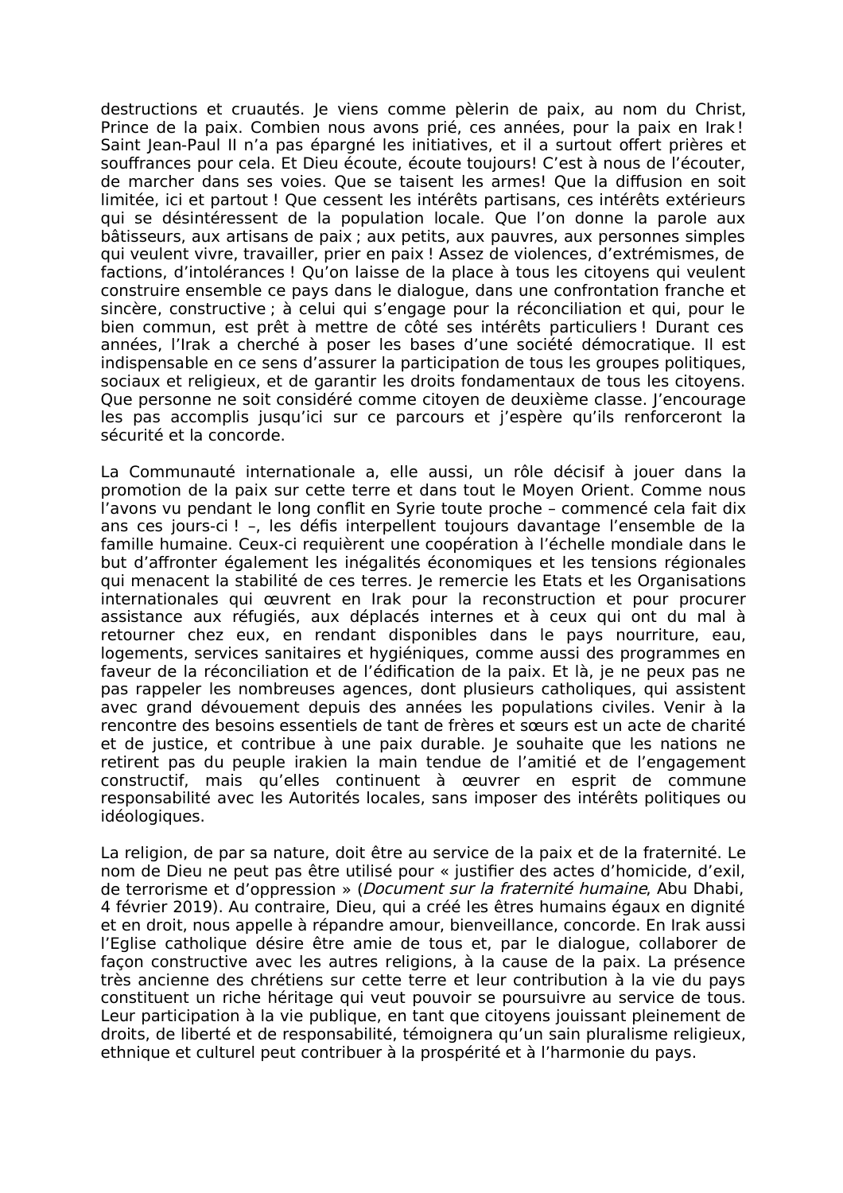destructions et cruautés. Je viens comme pèlerin de paix, au nom du Christ, Prince de la paix. Combien nous avons prié, ces années, pour la paix en Irak ! Saint Jean-Paul II n'a pas épargné les initiatives, et il a surtout offert prières et souffrances pour cela. Et Dieu écoute, écoute toujours! C'est à nous de l'écouter, de marcher dans ses voies. Que se taisent les armes! Que la diffusion en soit limitée, ici et partout ! Que cessent les intérêts partisans, ces intérêts extérieurs qui se désintéressent de la population locale. Que l'on donne la parole aux bâtisseurs, aux artisans de paix ; aux petits, aux pauvres, aux personnes simples qui veulent vivre, travailler, prier en paix ! Assez de violences, d'extrémismes, de factions, d'intolérances ! Qu'on laisse de la place à tous les citoyens qui veulent construire ensemble ce pays dans le dialogue, dans une confrontation franche et sincère, constructive ; à celui qui s'engage pour la réconciliation et qui, pour le bien commun, est prêt à mettre de côté ses intérêts particuliers ! Durant ces années, l'Irak a cherché à poser les bases d'une société démocratique. Il est indispensable en ce sens d'assurer la participation de tous les groupes politiques, sociaux et religieux, et de garantir les droits fondamentaux de tous les citoyens. Que personne ne soit considéré comme citoyen de deuxième classe. J'encourage les pas accomplis jusqu'ici sur ce parcours et j'espère qu'ils renforceront la sécurité et la concorde.

La Communauté internationale a, elle aussi, un rôle décisif à jouer dans la promotion de la paix sur cette terre et dans tout le Moyen Orient. Comme nous l'avons vu pendant le long conflit en Syrie toute proche – commencé cela fait dix ans ces jours-ci ! –, les défis interpellent toujours davantage l'ensemble de la famille humaine. Ceux-ci requièrent une coopération à l'échelle mondiale dans le but d'affronter également les inégalités économiques et les tensions régionales qui menacent la stabilité de ces terres. Je remercie les Etats et les Organisations internationales qui œuvrent en Irak pour la reconstruction et pour procurer assistance aux réfugiés, aux déplacés internes et à ceux qui ont du mal à retourner chez eux, en rendant disponibles dans le pays nourriture, eau, logements, services sanitaires et hygiéniques, comme aussi des programmes en faveur de la réconciliation et de l'édification de la paix. Et là, je ne peux pas ne pas rappeler les nombreuses agences, dont plusieurs catholiques, qui assistent avec grand dévouement depuis des années les populations civiles. Venir à la rencontre des besoins essentiels de tant de frères et sœurs est un acte de charité et de justice, et contribue à une paix durable. Je souhaite que les nations ne retirent pas du peuple irakien la main tendue de l'amitié et de l'engagement constructif, mais qu'elles continuent à œuvrer en esprit de commune responsabilité avec les Autorités locales, sans imposer des intérêts politiques ou idéologiques.

La religion, de par sa nature, doit être au service de la paix et de la fraternité. Le nom de Dieu ne peut pas être utilisé pour « justifier des actes d'homicide, d'exil, de terrorisme et d'oppression » (*Document sur la fraternité humaine*, Abu Dhabi, 4 février 2019). Au contraire, Dieu, qui a créé les êtres humains égaux en dignité et en droit, nous appelle à répandre amour, bienveillance, concorde. En Irak aussi l'Eglise catholique désire être amie de tous et, par le dialogue, collaborer de façon constructive avec les autres religions, à la cause de la paix. La présence très ancienne des chrétiens sur cette terre et leur contribution à la vie du pays constituent un riche héritage qui veut pouvoir se poursuivre au service de tous. Leur participation à la vie publique, en tant que citoyens jouissant pleinement de droits, de liberté et de responsabilité, témoignera qu'un sain pluralisme religieux, ethnique et culturel peut contribuer à la prospérité et à l'harmonie du pays.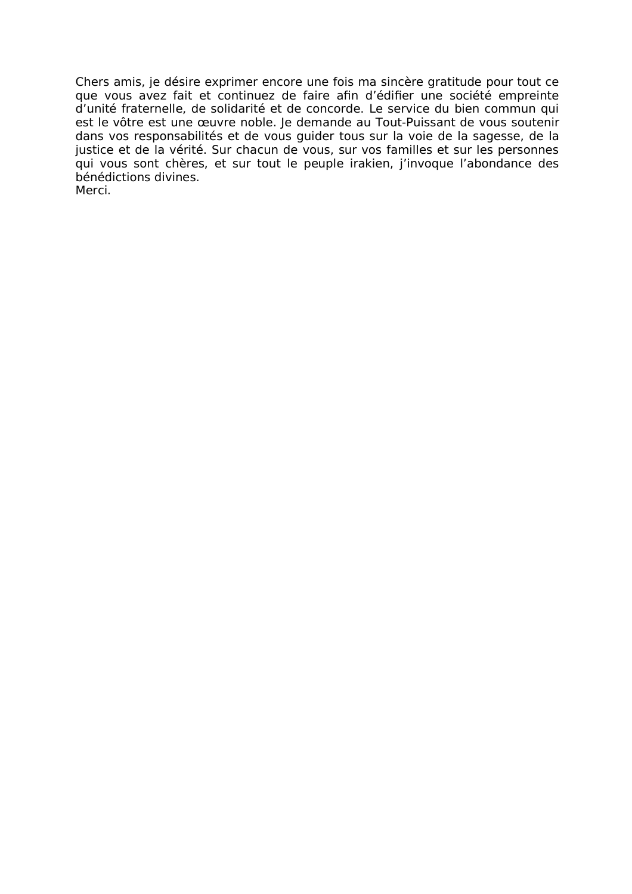Chers amis, je désire exprimer encore une fois ma sincère gratitude pour tout ce que vous avez fait et continuez de faire afin d'édifier une société empreinte d'unité fraternelle, de solidarité et de concorde. Le service du bien commun qui est le vôtre est une œuvre noble. Je demande au Tout-Puissant de vous soutenir dans vos responsabilités et de vous guider tous sur la voie de la sagesse, de la justice et de la vérité. Sur chacun de vous, sur vos familles et sur les personnes qui vous sont chères, et sur tout le peuple irakien, j'invoque l'abondance des bénédictions divines.

Merci.